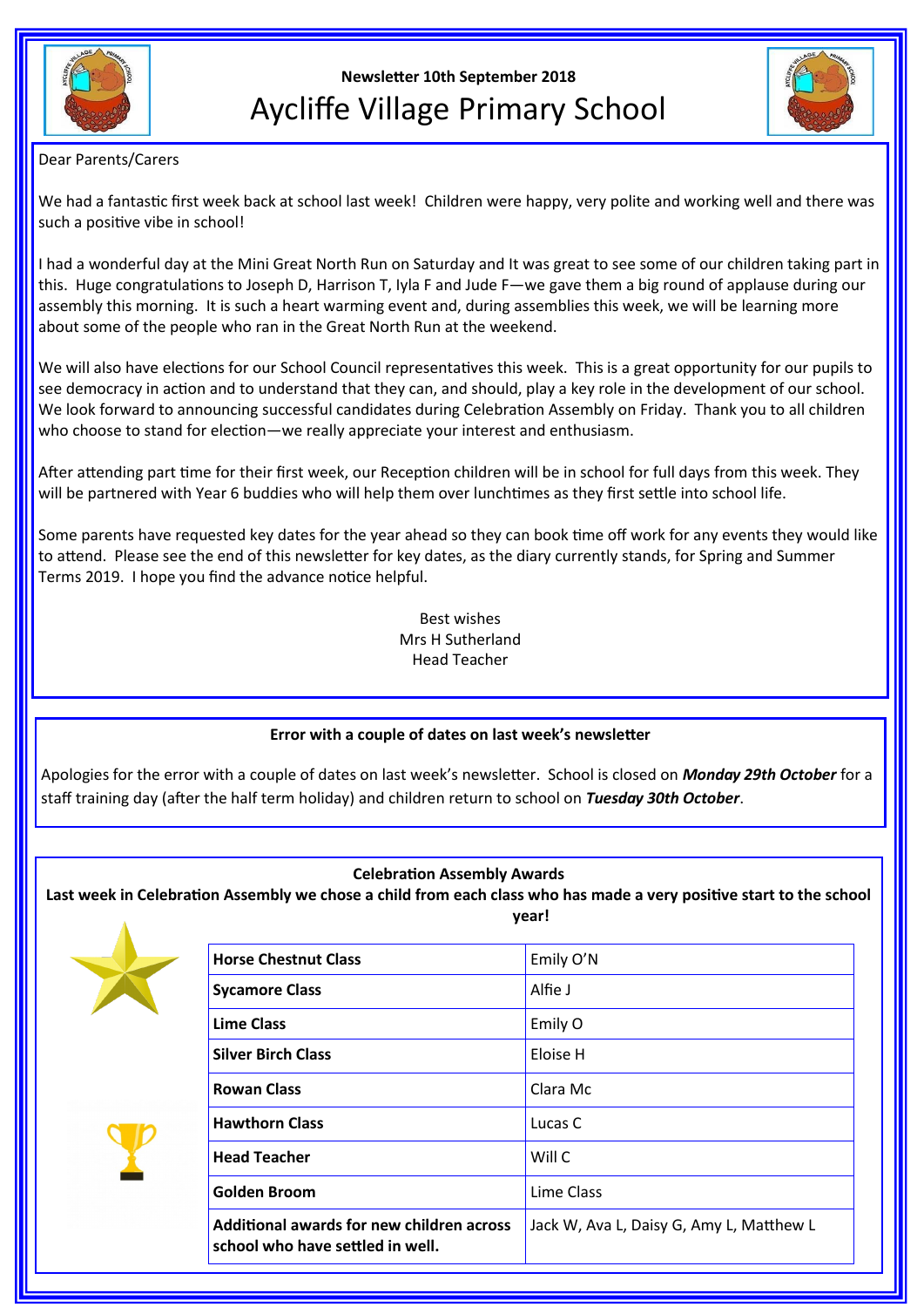**Newsletter 10th September 2018**

# Aycliffe Village Primary School

Dear Parents/Carers

We had a fantastic first week back at school last week! Children were happy, very polite and working well and there was such a positive vibe in school!

I had a wonderful day at the Mini Great North Run on Saturday and It was great to see some of our children taking part in this. Huge congratulations to Joseph D, Harrison T, Iyla F and Jude F—we gave them a big round of applause during our assembly this morning. It is such a heart warming event and, during assemblies this week, we will be learning more about some of the people who ran in the Great North Run at the weekend.

We will also have elections for our School Council representatives this week. This is a great opportunity for our pupils to see democracy in action and to understand that they can, and should, play a key role in the development of our school. We look forward to announcing successful candidates during Celebration Assembly on Friday. Thank you to all children who choose to stand for election—we really appreciate your interest and enthusiasm.

After attending part time for their first week, our Reception children will be in school for full days from this week. They will be partnered with Year 6 buddies who will help them over lunchtimes as they first settle into school life.

Some parents have requested key dates for the year ahead so they can book time off work for any events they would like to attend. Please see the end of this newsletter for key dates, as the diary currently stands, for Spring and Summer Terms 2019. I hope you find the advance notice helpful.

Best wishes
Mrs H Sutherland
Head Teacher

**Error with a couple of dates on last week's newsletter**

Apologies for the error with a couple of dates on last week's newsletter. School is closed on ***Monday 29th October*** for a staff training day (after the half term holiday) and children return to school on ***Tuesday 30th October***.

**Celebration Assembly Awards**

**Last week in Celebration Assembly we chose a child from each class who has made a very positive start to the school year!**

| | |
|---|---|
| **Horse Chestnut Class** | Emily O'N |
| **Sycamore Class** | Alfie J |
| **Lime Class** | Emily O |
| **Silver Birch Class** | Eloise H |
| **Rowan Class** | Clara Mc |
| **Hawthorn Class** | Lucas C |
| **Head Teacher** | Will C |
| **Golden Broom** | Lime Class |
| **Additional awards for new children across school who have settled in well.** | Jack W, Ava L, Daisy G, Amy L, Matthew L |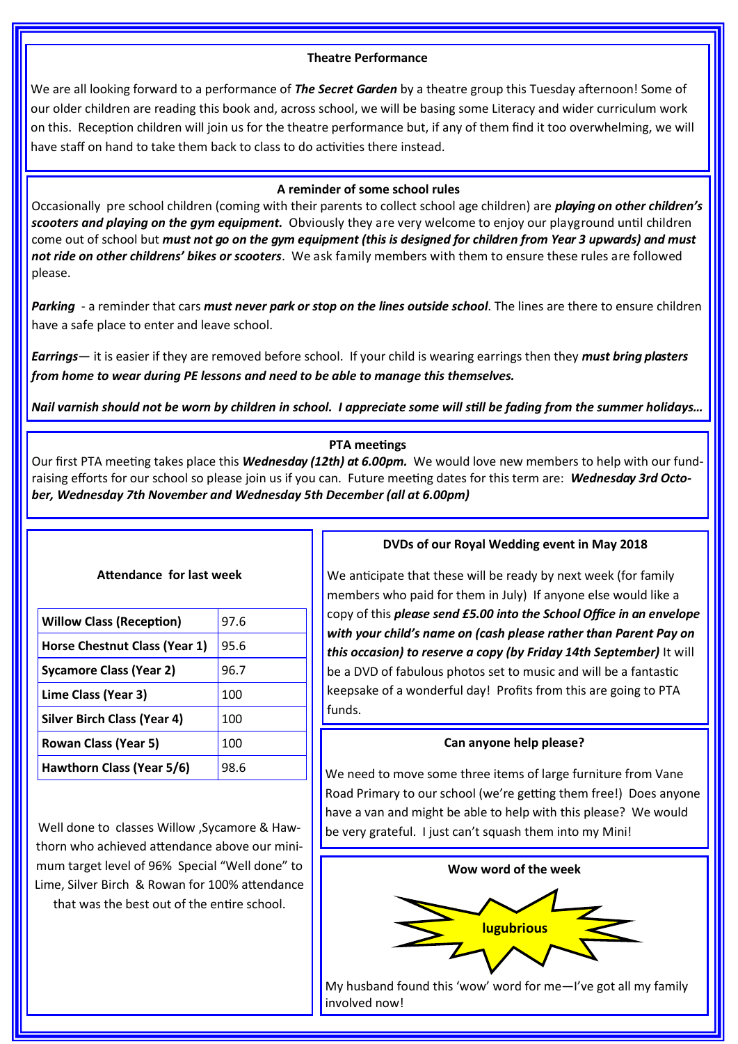## Theatre Performance

We are all looking forward to a performance of ***The Secret Garden*** by a theatre group this Tuesday afternoon! Some of our older children are reading this book and, across school, we will be basing some Literacy and wider curriculum work on this. Reception children will join us for the theatre performance but, if any of them find it too overwhelming, we will have staff on hand to take them back to class to do activities there instead.

## A reminder of some school rules

Occasionally pre school children (coming with their parents to collect school age children) are ***playing on other children's scooters and playing on the gym equipment.*** Obviously they are very welcome to enjoy our playground until children come out of school but ***must not go on the gym equipment (this is designed for children from Year 3 upwards) and must not ride on other childrens' bikes or scooters***. We ask family members with them to ensure these rules are followed please.

***Parking*** - a reminder that cars ***must never park or stop on the lines outside school***. The lines are there to ensure children have a safe place to enter and leave school.

***Earrings***— it is easier if they are removed before school. If your child is wearing earrings then they ***must bring plasters from home to wear during PE lessons and need to be able to manage this themselves.***

***Nail varnish should not be worn by children in school. I appreciate some will still be fading from the summer holidays…***

## PTA meetings

Our first PTA meeting takes place this ***Wednesday (12th) at 6.00pm.*** We would love new members to help with our fund-raising efforts for our school so please join us if you can. Future meeting dates for this term are: ***Wednesday 3rd October, Wednesday 7th November and Wednesday 5th December (all at 6.00pm)***

## Attendance for last week

| Class | Attendance |
|---|---|
| **Willow Class (Reception)** | 97.6 |
| **Horse Chestnut Class (Year 1)** | 95.6 |
| **Sycamore Class (Year 2)** | 96.7 |
| **Lime Class (Year 3)** | 100 |
| **Silver Birch Class (Year 4)** | 100 |
| **Rowan Class (Year 5)** | 100 |
| **Hawthorn Class (Year 5/6)** | 98.6 |

Well done to classes Willow ,Sycamore & Hawthorn who achieved attendance above our minimum target level of 96% Special "Well done" to Lime, Silver Birch & Rowan for 100% attendance that was the best out of the entire school.

## DVDs of our Royal Wedding event in May 2018

We anticipate that these will be ready by next week (for family members who paid for them in July) If anyone else would like a copy of this ***please send £5.00 into the School Office in an envelope with your child's name on (cash please rather than Parent Pay on this occasion) to reserve a copy (by Friday 14th September)*** It will be a DVD of fabulous photos set to music and will be a fantastic keepsake of a wonderful day! Profits from this are going to PTA funds.

## Can anyone help please?

We need to move some three items of large furniture from Vane Road Primary to our school (we're getting them free!) Does anyone have a van and might be able to help with this please? We would be very grateful. I just can't squash them into my Mini!

## Wow word of the week

**lugubrious**

My husband found this 'wow' word for me—I've got all my family involved now!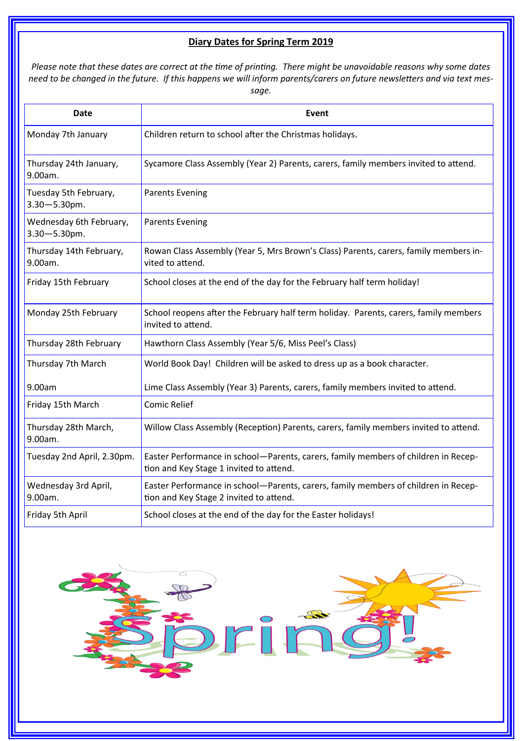## Diary Dates for Spring Term 2019

*Please note that these dates are correct at the time of printing. There might be unavoidable reasons why some dates need to be changed in the future. If this happens we will inform parents/carers on future newsletters and via text message.*

| Date | Event |
|---|---|
| Monday 7th January | Children return to school after the Christmas holidays. |
| Thursday 24th January, 9.00am. | Sycamore Class Assembly (Year 2) Parents, carers, family members invited to attend. |
| Tuesday 5th February, 3.30—5.30pm. | Parents Evening |
| Wednesday 6th February, 3.30—5.30pm. | Parents Evening |
| Thursday 14th February, 9.00am. | Rowan Class Assembly (Year 5, Mrs Brown's Class) Parents, carers, family members invited to attend. |
| Friday 15th February | School closes at the end of the day for the February half term holiday! |
| Monday 25th February | School reopens after the February half term holiday. Parents, carers, family members invited to attend. |
| Thursday 28th February | Hawthorn Class Assembly (Year 5/6, Miss Peel's Class) |
| Thursday 7th March<br><br>9.00am | World Book Day! Children will be asked to dress up as a book character.<br><br>Lime Class Assembly (Year 3) Parents, carers, family members invited to attend. |
| Friday 15th March | Comic Relief |
| Thursday 28th March, 9.00am. | Willow Class Assembly (Reception) Parents, carers, family members invited to attend. |
| Tuesday 2nd April, 2.30pm. | Easter Performance in school—Parents, carers, family members of children in Reception and Key Stage 1 invited to attend. |
| Wednesday 3rd April, 9.00am. | Easter Performance in school—Parents, carers, family members of children in Reception and Key Stage 2 invited to attend. |
| Friday 5th April | School closes at the end of the day for the Easter holidays! |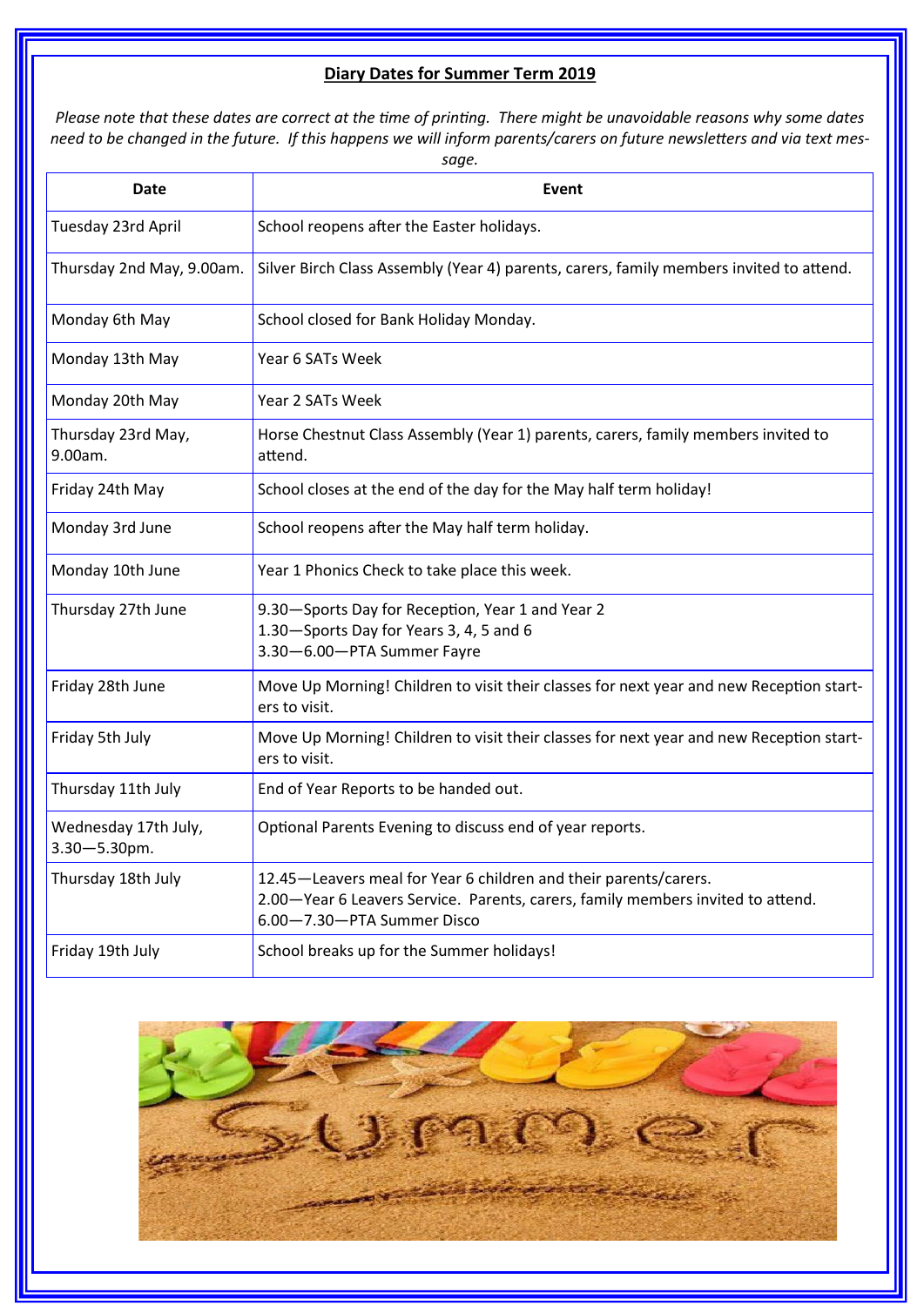## Diary Dates for Summer Term 2019

*Please note that these dates are correct at the time of printing. There might be unavoidable reasons why some dates need to be changed in the future. If this happens we will inform parents/carers on future newsletters and via text message.*

| Date | Event |
|---|---|
| Tuesday 23rd April | School reopens after the Easter holidays. |
| Thursday 2nd May, 9.00am. | Silver Birch Class Assembly (Year 4) parents, carers, family members invited to attend. |
| Monday 6th May | School closed for Bank Holiday Monday. |
| Monday 13th May | Year 6 SATs Week |
| Monday 20th May | Year 2 SATs Week |
| Thursday 23rd May, 9.00am. | Horse Chestnut Class Assembly (Year 1) parents, carers, family members invited to attend. |
| Friday 24th May | School closes at the end of the day for the May half term holiday! |
| Monday 3rd June | School reopens after the May half term holiday. |
| Monday 10th June | Year 1 Phonics Check to take place this week. |
| Thursday 27th June | 9.30—Sports Day for Reception, Year 1 and Year 2<br>1.30—Sports Day for Years 3, 4, 5 and 6<br>3.30—6.00—PTA Summer Fayre |
| Friday 28th June | Move Up Morning! Children to visit their classes for next year and new Reception starters to visit. |
| Friday 5th July | Move Up Morning! Children to visit their classes for next year and new Reception starters to visit. |
| Thursday 11th July | End of Year Reports to be handed out. |
| Wednesday 17th July, 3.30—5.30pm. | Optional Parents Evening to discuss end of year reports. |
| Thursday 18th July | 12.45—Leavers meal for Year 6 children and their parents/carers.<br>2.00—Year 6 Leavers Service. Parents, carers, family members invited to attend.<br>6.00—7.30—PTA Summer Disco |
| Friday 19th July | School breaks up for the Summer holidays! |